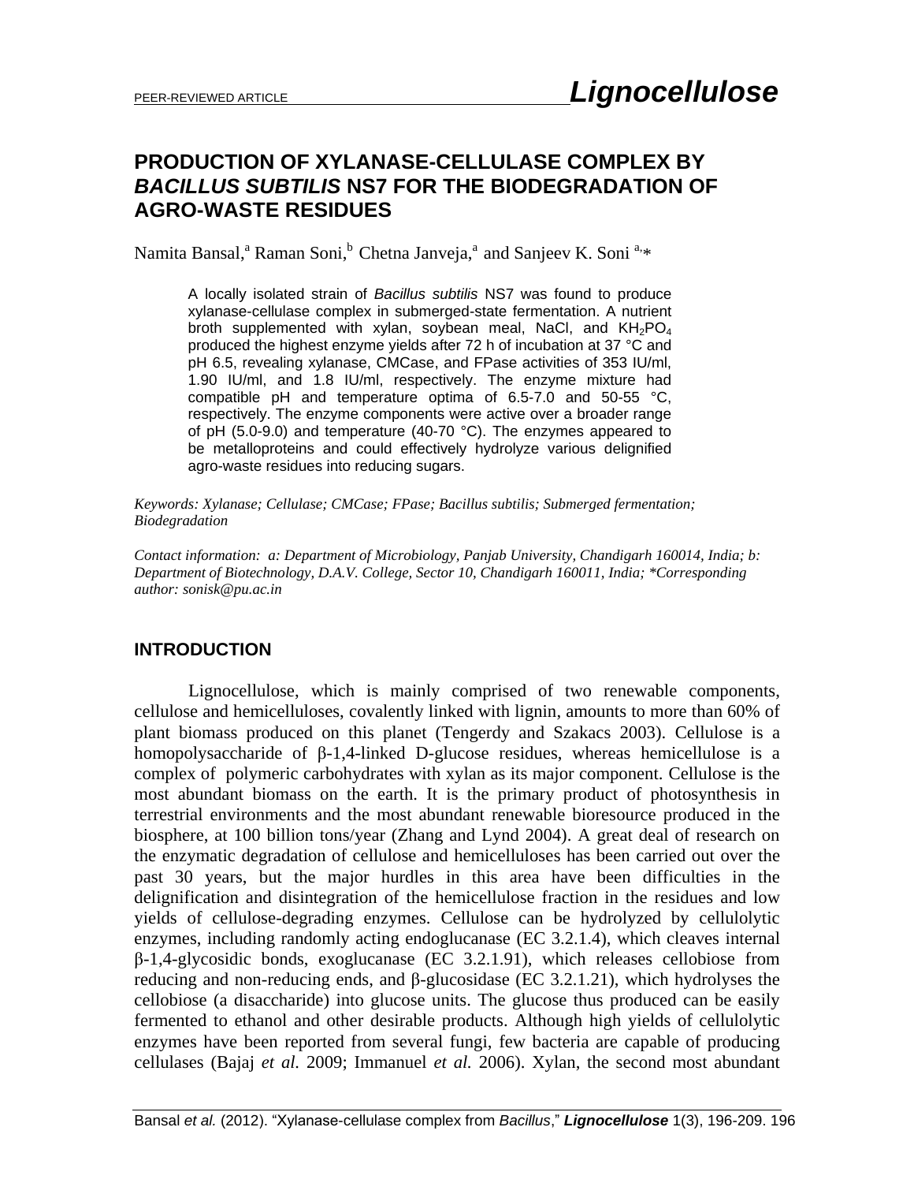# PRODUCTION OF XYLANASE-CELLULASE COMPLEX BY *BACILLUS SUBTILIS* NS7 FOR THE BIODEGRADATION OF AGRO-WASTE RESIDUES

Namita Bansal,[a] Raman Soni,[b] Chetna Janveja,[a] and Sanjeev K. Soni [a,]*

A locally isolated strain of *Bacillus subtilis* NS7 was found to produce xylanase-cellulase complex in submerged-state fermentation. A nutrient broth supplemented with xylan, soybean meal, NaCl, and $KH_2PO_4$ produced the highest enzyme yields after 72 h of incubation at 37 °C and pH 6.5, revealing xylanase, CMCase, and FPase activities of 353 IU/ml, 1.90 IU/ml, and 1.8 IU/ml, respectively. The enzyme mixture had compatible pH and temperature optima of 6.5-7.0 and 50-55 °C, respectively. The enzyme components were active over a broader range of pH (5.0-9.0) and temperature (40-70 °C). The enzymes appeared to be metalloproteins and could effectively hydrolyze various delignified agro-waste residues into reducing sugars.

*Keywords: Xylanase; Cellulase; CMCase; FPase; Bacillus subtilis; Submerged fermentation; Biodegradation*

*Contact information: a: Department of Microbiology, Panjab University, Chandigarh 160014, India; b: Department of Biotechnology, D.A.V. College, Sector 10, Chandigarh 160011, India; *Corresponding author: sonisk@pu.ac.in*

## INTRODUCTION

Lignocellulose, which is mainly comprised of two renewable components, cellulose and hemicelluloses, covalently linked with lignin, amounts to more than 60% of plant biomass produced on this planet (Tengerdy and Szakacs 2003). Cellulose is a homopolysaccharide of β-1,4-linked D-glucose residues, whereas hemicellulose is a complex of polymeric carbohydrates with xylan as its major component. Cellulose is the most abundant biomass on the earth. It is the primary product of photosynthesis in terrestrial environments and the most abundant renewable bioresource produced in the biosphere, at 100 billion tons/year (Zhang and Lynd 2004). A great deal of research on the enzymatic degradation of cellulose and hemicelluloses has been carried out over the past 30 years, but the major hurdles in this area have been difficulties in the delignification and disintegration of the hemicellulose fraction in the residues and low yields of cellulose-degrading enzymes. Cellulose can be hydrolyzed by cellulolytic enzymes, including randomly acting endoglucanase (EC 3.2.1.4), which cleaves internal β-1,4-glycosidic bonds, exoglucanase (EC 3.2.1.91), which releases cellobiose from reducing and non-reducing ends, and β-glucosidase (EC 3.2.1.21), which hydrolyses the cellobiose (a disaccharide) into glucose units. The glucose thus produced can be easily fermented to ethanol and other desirable products. Although high yields of cellulolytic enzymes have been reported from several fungi, few bacteria are capable of producing cellulases (Bajaj *et al*. 2009; Immanuel *et al.* 2006). Xylan, the second most abundant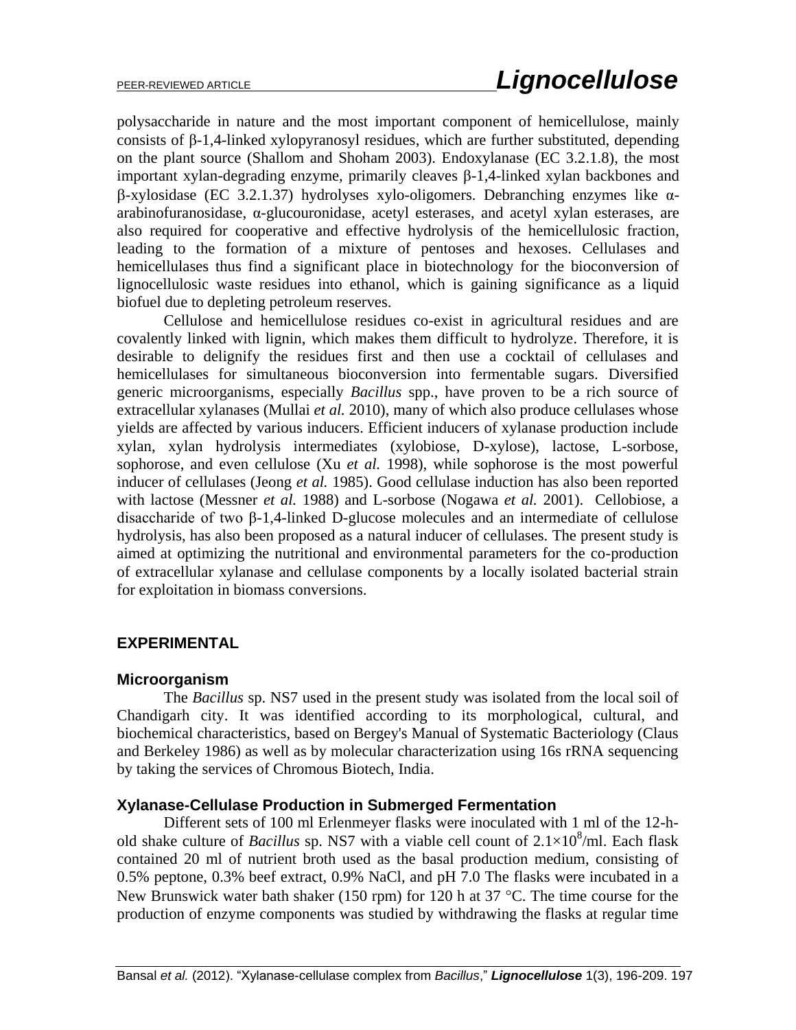polysaccharide in nature and the most important component of hemicellulose, mainly consists of β-1,4-linked xylopyranosyl residues, which are further substituted, depending on the plant source (Shallom and Shoham 2003). Endoxylanase (EC 3.2.1.8), the most important xylan-degrading enzyme, primarily cleaves β-1,4-linked xylan backbones and β-xylosidase (EC 3.2.1.37) hydrolyses xylo-oligomers. Debranching enzymes like α-arabinofuranosidase, α-glucouronidase, acetyl esterases, and acetyl xylan esterases, are also required for cooperative and effective hydrolysis of the hemicellulosic fraction, leading to the formation of a mixture of pentoses and hexoses. Cellulases and hemicellulases thus find a significant place in biotechnology for the bioconversion of lignocellulosic waste residues into ethanol, which is gaining significance as a liquid biofuel due to depleting petroleum reserves.

Cellulose and hemicellulose residues co-exist in agricultural residues and are covalently linked with lignin, which makes them difficult to hydrolyze. Therefore, it is desirable to delignify the residues first and then use a cocktail of cellulases and hemicellulases for simultaneous bioconversion into fermentable sugars. Diversified generic microorganisms, especially *Bacillus* spp., have proven to be a rich source of extracellular xylanases (Mullai *et al.* 2010), many of which also produce cellulases whose yields are affected by various inducers. Efficient inducers of xylanase production include xylan, xylan hydrolysis intermediates (xylobiose, D-xylose), lactose, L-sorbose, sophorose, and even cellulose (Xu *et al.* 1998), while sophorose is the most powerful inducer of cellulases (Jeong *et al.* 1985). Good cellulase induction has also been reported with lactose (Messner *et al.* 1988) and L-sorbose (Nogawa *et al.* 2001). Cellobiose, a disaccharide of two β-1,4-linked D-glucose molecules and an intermediate of cellulose hydrolysis, has also been proposed as a natural inducer of cellulases. The present study is aimed at optimizing the nutritional and environmental parameters for the co-production of extracellular xylanase and cellulase components by a locally isolated bacterial strain for exploitation in biomass conversions.

## EXPERIMENTAL

### Microorganism

The *Bacillus* sp. NS7 used in the present study was isolated from the local soil of Chandigarh city. It was identified according to its morphological, cultural, and biochemical characteristics, based on Bergey's Manual of Systematic Bacteriology (Claus and Berkeley 1986) as well as by molecular characterization using 16s rRNA sequencing by taking the services of Chromous Biotech, India.

### Xylanase-Cellulase Production in Submerged Fermentation

Different sets of 100 ml Erlenmeyer flasks were inoculated with 1 ml of the 12-h-old shake culture of *Bacillus* sp. NS7 with a viable cell count of $2.1\times10^{8}$/ml. Each flask contained 20 ml of nutrient broth used as the basal production medium, consisting of 0.5% peptone, 0.3% beef extract, 0.9% NaCl, and pH 7.0 The flasks were incubated in a New Brunswick water bath shaker (150 rpm) for 120 h at 37 °C. The time course for the production of enzyme components was studied by withdrawing the flasks at regular time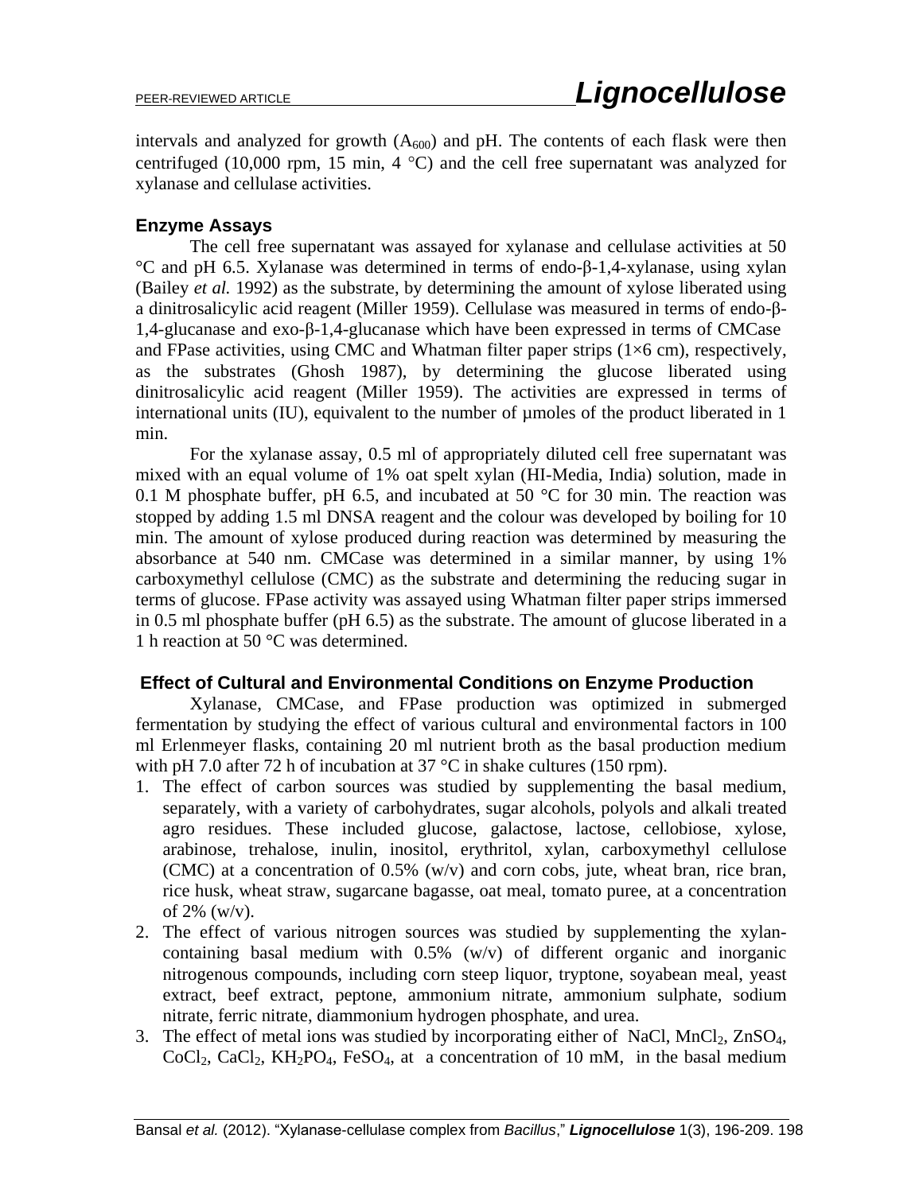intervals and analyzed for growth ($A_{600}$) and pH. The contents of each flask were then centrifuged (10,000 rpm, 15 min, 4 °C) and the cell free supernatant was analyzed for xylanase and cellulase activities.

### Enzyme Assays

The cell free supernatant was assayed for xylanase and cellulase activities at 50 °C and pH 6.5. Xylanase was determined in terms of endo-β-1,4-xylanase, using xylan (Bailey *et al.* 1992) as the substrate, by determining the amount of xylose liberated using a dinitrosalicylic acid reagent (Miller 1959). Cellulase was measured in terms of endo-β-1,4-glucanase and exo-β-1,4-glucanase which have been expressed in terms of CMCase and FPase activities, using CMC and Whatman filter paper strips (1×6 cm), respectively, as the substrates (Ghosh 1987), by determining the glucose liberated using dinitrosalicylic acid reagent (Miller 1959). The activities are expressed in terms of international units (IU), equivalent to the number of µmoles of the product liberated in 1 min.

For the xylanase assay, 0.5 ml of appropriately diluted cell free supernatant was mixed with an equal volume of 1% oat spelt xylan (HI-Media, India) solution, made in 0.1 M phosphate buffer, pH 6.5, and incubated at 50 °C for 30 min. The reaction was stopped by adding 1.5 ml DNSA reagent and the colour was developed by boiling for 10 min. The amount of xylose produced during reaction was determined by measuring the absorbance at 540 nm. CMCase was determined in a similar manner, by using 1% carboxymethyl cellulose (CMC) as the substrate and determining the reducing sugar in terms of glucose. FPase activity was assayed using Whatman filter paper strips immersed in 0.5 ml phosphate buffer (pH 6.5) as the substrate. The amount of glucose liberated in a 1 h reaction at 50 °C was determined.

### Effect of Cultural and Environmental Conditions on Enzyme Production

Xylanase, CMCase, and FPase production was optimized in submerged fermentation by studying the effect of various cultural and environmental factors in 100 ml Erlenmeyer flasks, containing 20 ml nutrient broth as the basal production medium with pH 7.0 after 72 h of incubation at 37 °C in shake cultures (150 rpm).

1. The effect of carbon sources was studied by supplementing the basal medium, separately, with a variety of carbohydrates, sugar alcohols, polyols and alkali treated agro residues. These included glucose, galactose, lactose, cellobiose, xylose, arabinose, trehalose, inulin, inositol, erythritol, xylan, carboxymethyl cellulose (CMC) at a concentration of 0.5% (w/v) and corn cobs, jute, wheat bran, rice bran, rice husk, wheat straw, sugarcane bagasse, oat meal, tomato puree, at a concentration of 2% (w/v).
2. The effect of various nitrogen sources was studied by supplementing the xylan-containing basal medium with 0.5% (w/v) of different organic and inorganic nitrogenous compounds, including corn steep liquor, tryptone, soyabean meal, yeast extract, beef extract, peptone, ammonium nitrate, ammonium sulphate, sodium nitrate, ferric nitrate, diammonium hydrogen phosphate, and urea.
3. The effect of metal ions was studied by incorporating either of $NaCl$, $MnCl_2$, $ZnSO_4$, $CoCl_2$, $CaCl_2$, $KH_2PO_4$, $FeSO_4$, at a concentration of 10 mM, in the basal medium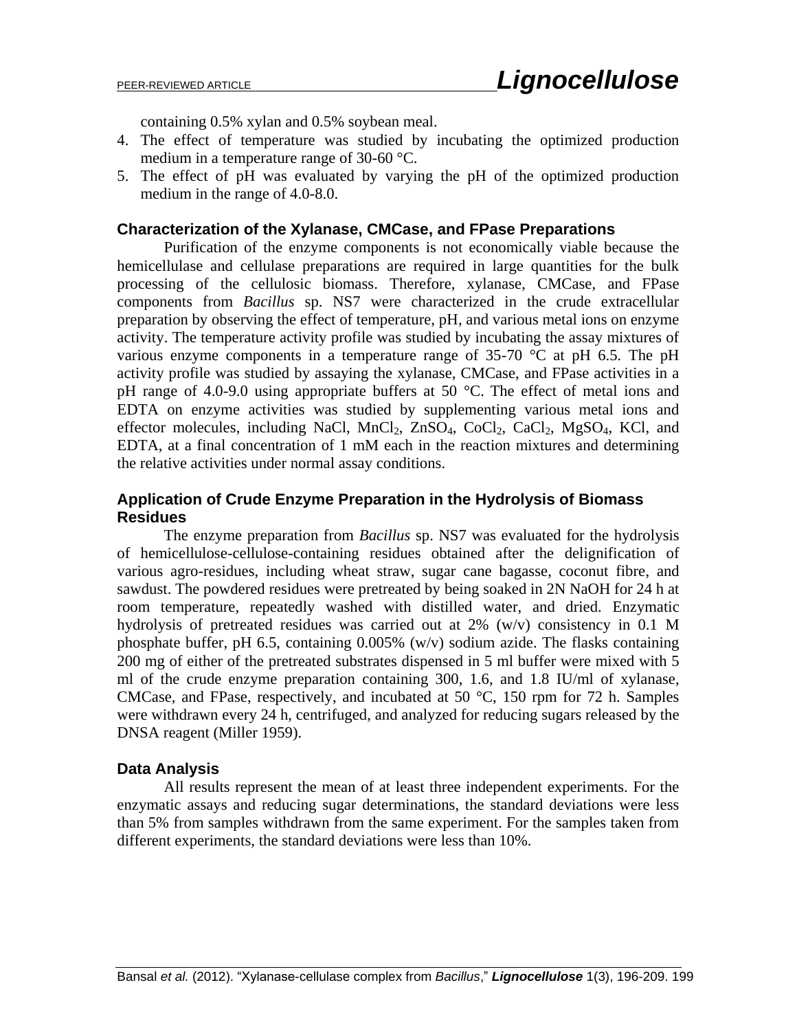containing 0.5% xylan and 0.5% soybean meal.

4. The effect of temperature was studied by incubating the optimized production medium in a temperature range of 30-60 °C.
5. The effect of pH was evaluated by varying the pH of the optimized production medium in the range of 4.0-8.0.

### Characterization of the Xylanase, CMCase, and FPase Preparations

Purification of the enzyme components is not economically viable because the hemicellulase and cellulase preparations are required in large quantities for the bulk processing of the cellulosic biomass. Therefore, xylanase, CMCase, and FPase components from *Bacillus* sp. NS7 were characterized in the crude extracellular preparation by observing the effect of temperature, pH, and various metal ions on enzyme activity. The temperature activity profile was studied by incubating the assay mixtures of various enzyme components in a temperature range of 35-70 °C at pH 6.5. The pH activity profile was studied by assaying the xylanase, CMCase, and FPase activities in a pH range of 4.0-9.0 using appropriate buffers at 50 °C. The effect of metal ions and EDTA on enzyme activities was studied by supplementing various metal ions and effector molecules, including NaCl, $MnCl_2$, $ZnSO_4$, $CoCl_2$, $CaCl_2$, $MgSO_4$, KCl, and EDTA, at a final concentration of 1 mM each in the reaction mixtures and determining the relative activities under normal assay conditions.

### Application of Crude Enzyme Preparation in the Hydrolysis of Biomass Residues

The enzyme preparation from *Bacillus* sp. NS7 was evaluated for the hydrolysis of hemicellulose-cellulose-containing residues obtained after the delignification of various agro-residues, including wheat straw, sugar cane bagasse, coconut fibre, and sawdust. The powdered residues were pretreated by being soaked in 2N NaOH for 24 h at room temperature, repeatedly washed with distilled water, and dried. Enzymatic hydrolysis of pretreated residues was carried out at 2% (w/v) consistency in 0.1 M phosphate buffer, pH 6.5, containing 0.005% (w/v) sodium azide. The flasks containing 200 mg of either of the pretreated substrates dispensed in 5 ml buffer were mixed with 5 ml of the crude enzyme preparation containing 300, 1.6, and 1.8 IU/ml of xylanase, CMCase, and FPase, respectively, and incubated at 50 °C, 150 rpm for 72 h. Samples were withdrawn every 24 h, centrifuged, and analyzed for reducing sugars released by the DNSA reagent (Miller 1959).

### Data Analysis

All results represent the mean of at least three independent experiments. For the enzymatic assays and reducing sugar determinations, the standard deviations were less than 5% from samples withdrawn from the same experiment. For the samples taken from different experiments, the standard deviations were less than 10%.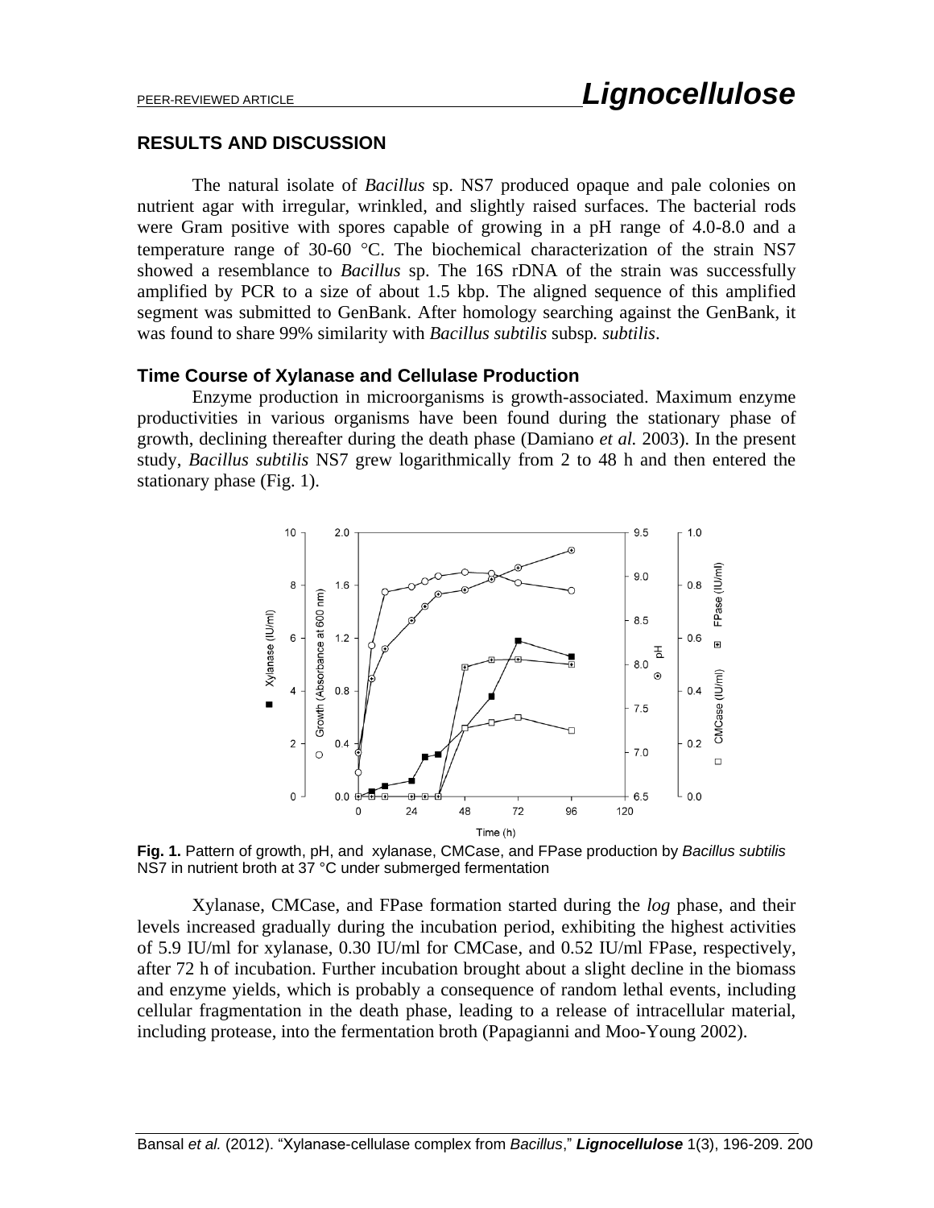## RESULTS AND DISCUSSION

The natural isolate of *Bacillus* sp. NS7 produced opaque and pale colonies on nutrient agar with irregular, wrinkled, and slightly raised surfaces. The bacterial rods were Gram positive with spores capable of growing in a pH range of 4.0-8.0 and a temperature range of 30-60 °C. The biochemical characterization of the strain NS7 showed a resemblance to *Bacillus* sp. The 16S rDNA of the strain was successfully amplified by PCR to a size of about 1.5 kbp. The aligned sequence of this amplified segment was submitted to GenBank. After homology searching against the GenBank, it was found to share 99% similarity with *Bacillus subtilis* subsp*. subtilis*.

### Time Course of Xylanase and Cellulase Production

Enzyme production in microorganisms is growth-associated. Maximum enzyme productivities in various organisms have been found during the stationary phase of growth, declining thereafter during the death phase (Damiano *et al.* 2003). In the present study, *Bacillus subtilis* NS7 grew logarithmically from 2 to 48 h and then entered the stationary phase (Fig. 1).

**Fig. 1.** Pattern of growth, pH, and xylanase, CMCase, and FPase production by *Bacillus subtilis* NS7 in nutrient broth at 37 °C under submerged fermentation

Xylanase, CMCase, and FPase formation started during the *log* phase, and their levels increased gradually during the incubation period, exhibiting the highest activities of 5.9 IU/ml for xylanase, 0.30 IU/ml for CMCase, and 0.52 IU/ml FPase, respectively, after 72 h of incubation. Further incubation brought about a slight decline in the biomass and enzyme yields, which is probably a consequence of random lethal events, including cellular fragmentation in the death phase, leading to a release of intracellular material, including protease, into the fermentation broth (Papagianni and Moo-Young 2002).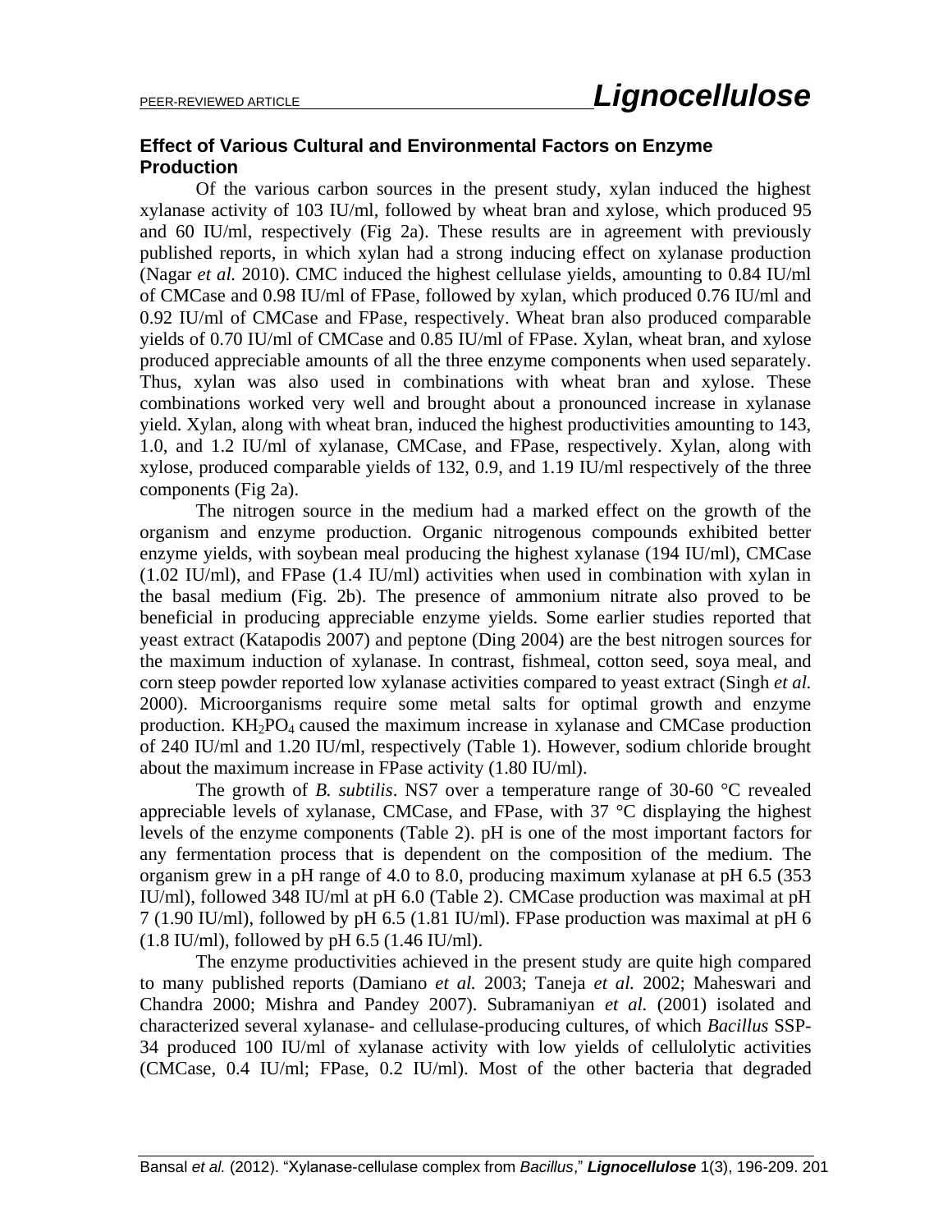### Effect of Various Cultural and Environmental Factors on Enzyme Production

Of the various carbon sources in the present study, xylan induced the highest xylanase activity of 103 IU/ml, followed by wheat bran and xylose, which produced 95 and 60 IU/ml, respectively (Fig 2a). These results are in agreement with previously published reports, in which xylan had a strong inducing effect on xylanase production (Nagar *et al.* 2010). CMC induced the highest cellulase yields, amounting to 0.84 IU/ml of CMCase and 0.98 IU/ml of FPase, followed by xylan, which produced 0.76 IU/ml and 0.92 IU/ml of CMCase and FPase, respectively. Wheat bran also produced comparable yields of 0.70 IU/ml of CMCase and 0.85 IU/ml of FPase. Xylan, wheat bran, and xylose produced appreciable amounts of all the three enzyme components when used separately. Thus, xylan was also used in combinations with wheat bran and xylose. These combinations worked very well and brought about a pronounced increase in xylanase yield. Xylan, along with wheat bran, induced the highest productivities amounting to 143, 1.0, and 1.2 IU/ml of xylanase, CMCase, and FPase, respectively. Xylan, along with xylose, produced comparable yields of 132, 0.9, and 1.19 IU/ml respectively of the three components (Fig 2a).

The nitrogen source in the medium had a marked effect on the growth of the organism and enzyme production. Organic nitrogenous compounds exhibited better enzyme yields, with soybean meal producing the highest xylanase (194 IU/ml), CMCase (1.02 IU/ml), and FPase (1.4 IU/ml) activities when used in combination with xylan in the basal medium (Fig. 2b). The presence of ammonium nitrate also proved to be beneficial in producing appreciable enzyme yields. Some earlier studies reported that yeast extract (Katapodis 2007) and peptone (Ding 2004) are the best nitrogen sources for the maximum induction of xylanase. In contrast, fishmeal, cotton seed, soya meal, and corn steep powder reported low xylanase activities compared to yeast extract (Singh *et al.* 2000). Microorganisms require some metal salts for optimal growth and enzyme production. $KH_2PO_4$ caused the maximum increase in xylanase and CMCase production of 240 IU/ml and 1.20 IU/ml, respectively (Table 1). However, sodium chloride brought about the maximum increase in FPase activity (1.80 IU/ml).

The growth of *B. subtilis*. NS7 over a temperature range of 30-60 °C revealed appreciable levels of xylanase, CMCase, and FPase, with 37 °C displaying the highest levels of the enzyme components (Table 2). pH is one of the most important factors for any fermentation process that is dependent on the composition of the medium. The organism grew in a pH range of 4.0 to 8.0, producing maximum xylanase at pH 6.5 (353 IU/ml), followed 348 IU/ml at pH 6.0 (Table 2). CMCase production was maximal at pH 7 (1.90 IU/ml), followed by pH 6.5 (1.81 IU/ml). FPase production was maximal at pH 6 (1.8 IU/ml), followed by pH 6.5 (1.46 IU/ml).

The enzyme productivities achieved in the present study are quite high compared to many published reports (Damiano *et al.* 2003; Taneja *et al.* 2002; Maheswari and Chandra 2000; Mishra and Pandey 2007). Subramaniyan *et al.* (2001) isolated and characterized several xylanase- and cellulase-producing cultures, of which *Bacillus* SSP-34 produced 100 IU/ml of xylanase activity with low yields of cellulolytic activities (CMCase, 0.4 IU/ml; FPase, 0.2 IU/ml). Most of the other bacteria that degraded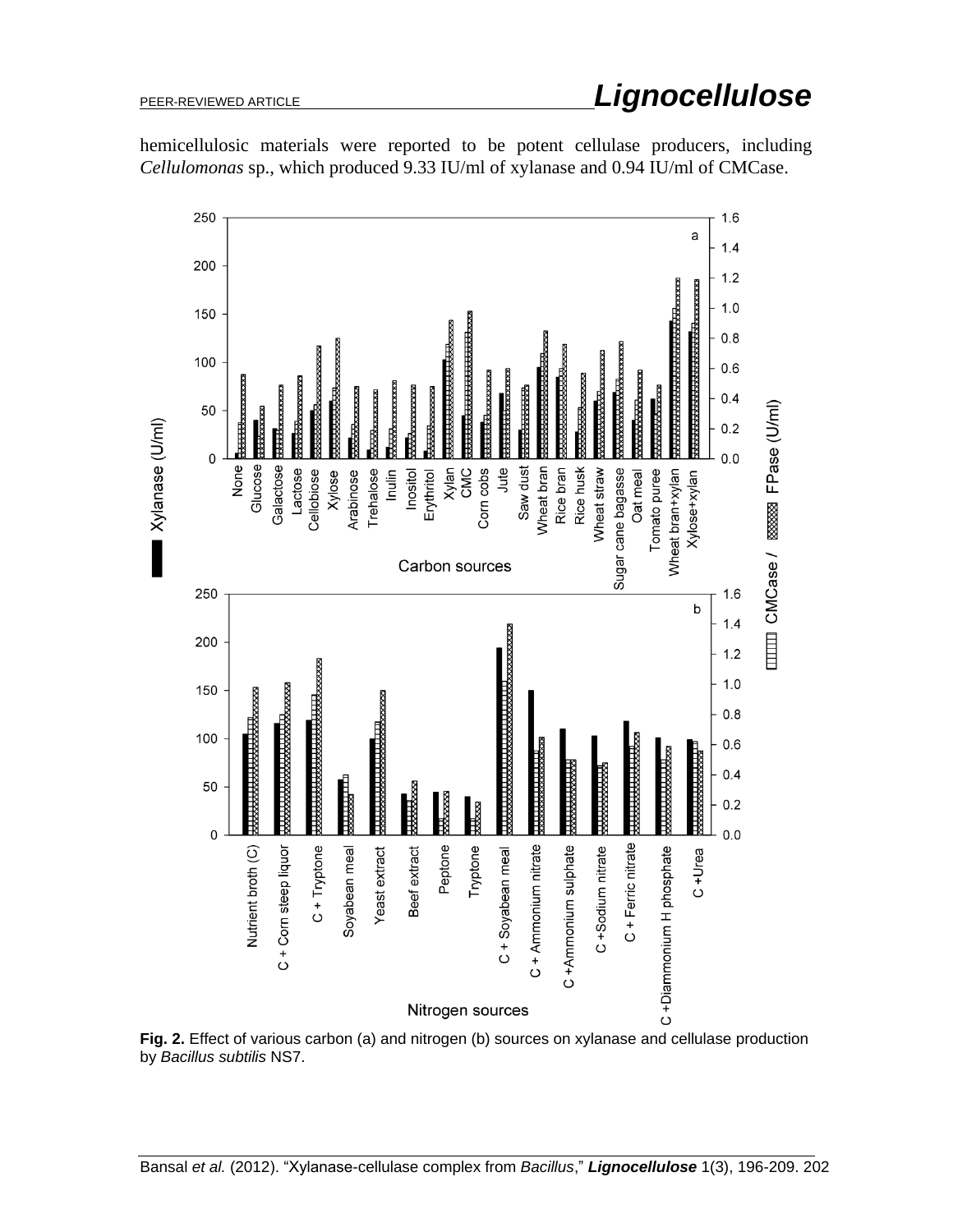hemicellulosic materials were reported to be potent cellulase producers, including *Cellulomonas* sp., which produced 9.33 IU/ml of xylanase and 0.94 IU/ml of CMCase.

**Fig. 2.** Effect of various carbon (a) and nitrogen (b) sources on xylanase and cellulase production by *Bacillus subtilis* NS7.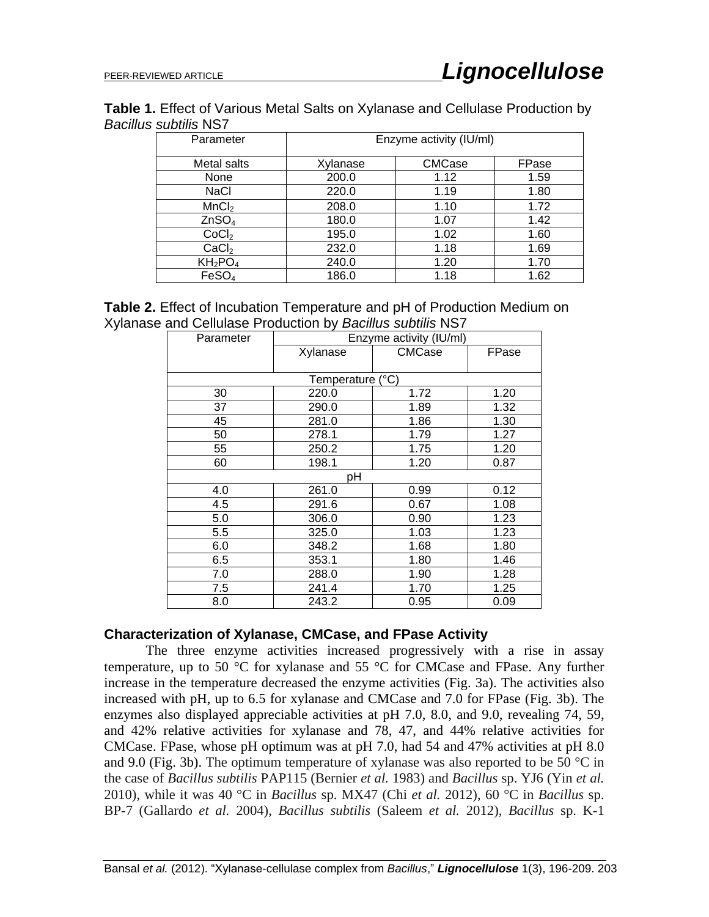**Table 1.** Effect of Various Metal Salts on Xylanase and Cellulase Production by *Bacillus subtilis* NS7

| Parameter | Enzyme activity (IU/ml) | | |
|---|---|---|---|
| Metal salts | Xylanase | CMCase | FPase |
| None | 200.0 | 1.12 | 1.59 |
| NaCl | 220.0 | 1.19 | 1.80 |
| $MnCl_2$ | 208.0 | 1.10 | 1.72 |
| $ZnSO_4$ | 180.0 | 1.07 | 1.42 |
| $CoCl_2$ | 195.0 | 1.02 | 1.60 |
| $CaCl_2$ | 232.0 | 1.18 | 1.69 |
| $KH_2PO_4$ | 240.0 | 1.20 | 1.70 |
| $FeSO_4$ | 186.0 | 1.18 | 1.62 |

**Table 2.** Effect of Incubation Temperature and pH of Production Medium on Xylanase and Cellulase Production by *Bacillus subtilis* NS7

| Parameter | Enzyme activity (IU/ml) | | |
|---|---|---|---|
| | Xylanase | CMCase | FPase |
| Temperature (°C) | | | |
| 30 | 220.0 | 1.72 | 1.20 |
| 37 | 290.0 | 1.89 | 1.32 |
| 45 | 281.0 | 1.86 | 1.30 |
| 50 | 278.1 | 1.79 | 1.27 |
| 55 | 250.2 | 1.75 | 1.20 |
| 60 | 198.1 | 1.20 | 0.87 |
| pH | | | |
| 4.0 | 261.0 | 0.99 | 0.12 |
| 4.5 | 291.6 | 0.67 | 1.08 |
| 5.0 | 306.0 | 0.90 | 1.23 |
| 5.5 | 325.0 | 1.03 | 1.23 |
| 6.0 | 348.2 | 1.68 | 1.80 |
| 6.5 | 353.1 | 1.80 | 1.46 |
| 7.0 | 288.0 | 1.90 | 1.28 |
| 7.5 | 241.4 | 1.70 | 1.25 |
| 8.0 | 243.2 | 0.95 | 0.09 |

### Characterization of Xylanase, CMCase, and FPase Activity

The three enzyme activities increased progressively with a rise in assay temperature, up to 50 °C for xylanase and 55 °C for CMCase and FPase. Any further increase in the temperature decreased the enzyme activities (Fig. 3a). The activities also increased with pH, up to 6.5 for xylanase and CMCase and 7.0 for FPase (Fig. 3b). The enzymes also displayed appreciable activities at pH 7.0, 8.0, and 9.0, revealing 74, 59, and 42% relative activities for xylanase and 78, 47, and 44% relative activities for CMCase. FPase, whose pH optimum was at pH 7.0, had 54 and 47% activities at pH 8.0 and 9.0 (Fig. 3b). The optimum temperature of xylanase was also reported to be 50 °C in the case of *Bacillus subtilis* PAP115 (Bernier *et al.* 1983) and *Bacillus* sp. YJ6 (Yin *et al.* 2010), while it was 40 °C in *Bacillus* sp. MX47 (Chi *et al.* 2012), 60 °C in *Bacillus* sp. BP-7 (Gallardo *et al*. 2004), *Bacillus subtilis* (Saleem *et al.* 2012), *Bacillus* sp. K-1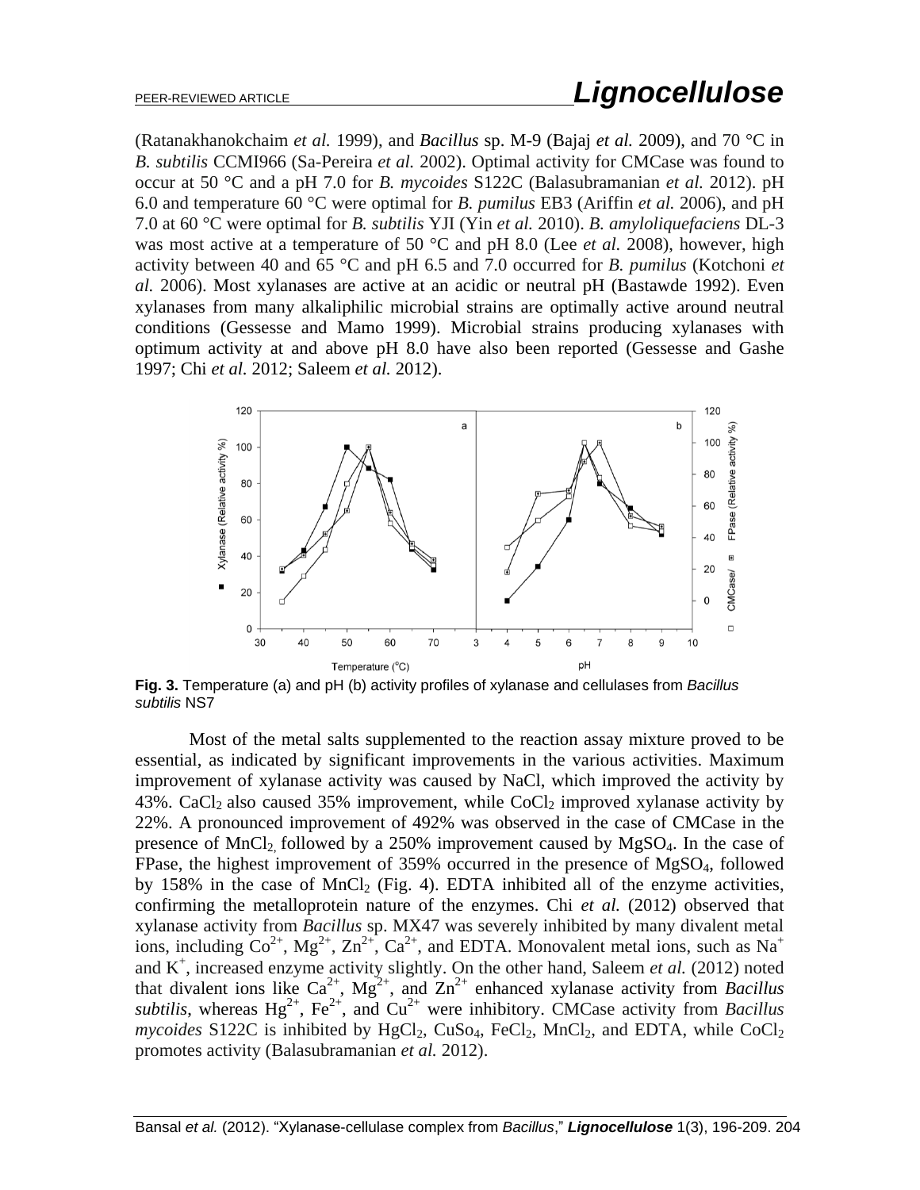(Ratanakhanokchaim *et al.* 1999), and *Bacillus* sp. M-9 (Bajaj *et al.* 2009), and 70 °C in *B. subtilis* CCMI966 (Sa-Pereira *et al.* 2002). Optimal activity for CMCase was found to occur at 50 °C and a pH 7.0 for *B. mycoides* S122C (Balasubramanian *et al.* 2012). pH 6.0 and temperature 60 °C were optimal for *B. pumilus* EB3 (Ariffin *et al.* 2006), and pH 7.0 at 60 °C were optimal for *B. subtilis* YJI (Yin *et al.* 2010). *B. amyloliquefaciens* DL-3 was most active at a temperature of 50 °C and pH 8.0 (Lee *et al.* 2008), however, high activity between 40 and 65 °C and pH 6.5 and 7.0 occurred for *B. pumilus* (Kotchoni *et al.* 2006). Most xylanases are active at an acidic or neutral pH (Bastawde 1992). Even xylanases from many alkaliphilic microbial strains are optimally active around neutral conditions (Gessesse and Mamo 1999). Microbial strains producing xylanases with optimum activity at and above pH 8.0 have also been reported (Gessesse and Gashe 1997; Chi *et al.* 2012; Saleem *et al.* 2012).

**Fig. 3.** Temperature (a) and pH (b) activity profiles of xylanase and cellulases from *Bacillus subtilis* NS7

Most of the metal salts supplemented to the reaction assay mixture proved to be essential, as indicated by significant improvements in the various activities. Maximum improvement of xylanase activity was caused by NaCl, which improved the activity by 43%. $CaCl_2$ also caused 35% improvement, while $CoCl_2$ improved xylanase activity by 22%. A pronounced improvement of 492% was observed in the case of CMCase in the presence of $MnCl_2$, followed by a 250% improvement caused by $MgSO_4$. In the case of FPase, the highest improvement of 359% occurred in the presence of $MgSO_4$, followed by 158% in the case of $MnCl_2$ (Fig. 4). EDTA inhibited all of the enzyme activities, confirming the metalloprotein nature of the enzymes. Chi *et al.* (2012) observed that xylanase activity from *Bacillus* sp. MX47 was severely inhibited by many divalent metal ions, including $Co^{2+}$, $Mg^{2+}$, $Zn^{2+}$, $Ca^{2+}$, and EDTA. Monovalent metal ions, such as $Na^{+}$ and $K^{+}$, increased enzyme activity slightly. On the other hand, Saleem *et al.* (2012) noted that divalent ions like $Ca^{2+}$, $Mg^{2+}$, and $Zn^{2+}$ enhanced xylanase activity from *Bacillus subtilis*, whereas $Hg^{2+}$, $Fe^{2+}$, and $Cu^{2+}$ were inhibitory. CMCase activity from *Bacillus mycoides* S122C is inhibited by $HgCl_2$, $CuSo_4$, $FeCl_2$, $MnCl_2$, and EDTA, while $CoCl_2$ promotes activity (Balasubramanian *et al.* 2012).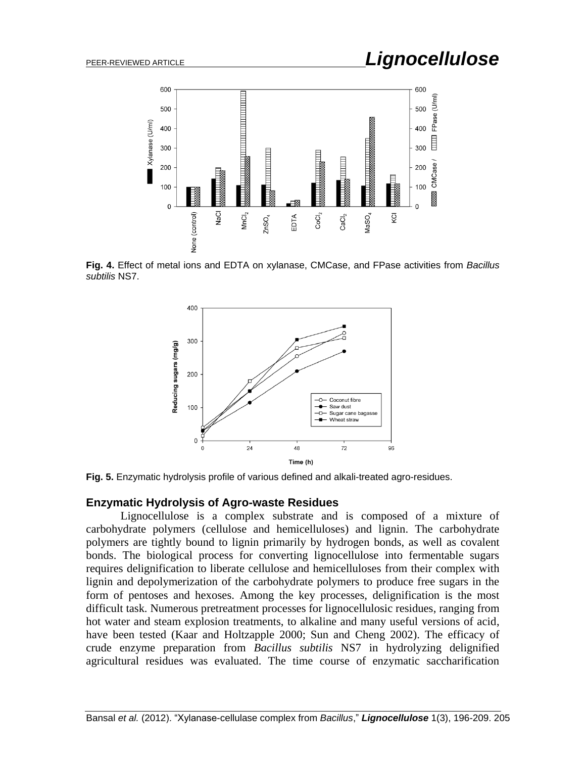**Fig. 4.** Effect of metal ions and EDTA on xylanase, CMCase, and FPase activities from *Bacillus subtilis* NS7.

**Fig. 5.** Enzymatic hydrolysis profile of various defined and alkali-treated agro-residues.

## Enzymatic Hydrolysis of Agro-waste Residues

Lignocellulose is a complex substrate and is composed of a mixture of carbohydrate polymers (cellulose and hemicelluloses) and lignin. The carbohydrate polymers are tightly bound to lignin primarily by hydrogen bonds, as well as covalent bonds. The biological process for converting lignocellulose into fermentable sugars requires delignification to liberate cellulose and hemicelluloses from their complex with lignin and depolymerization of the carbohydrate polymers to produce free sugars in the form of pentoses and hexoses. Among the key processes, delignification is the most difficult task. Numerous pretreatment processes for lignocellulosic residues, ranging from hot water and steam explosion treatments, to alkaline and many useful versions of acid, have been tested (Kaar and Holtzapple 2000; Sun and Cheng 2002). The efficacy of crude enzyme preparation from *Bacillus subtilis* NS7 in hydrolyzing delignified agricultural residues was evaluated. The time course of enzymatic saccharification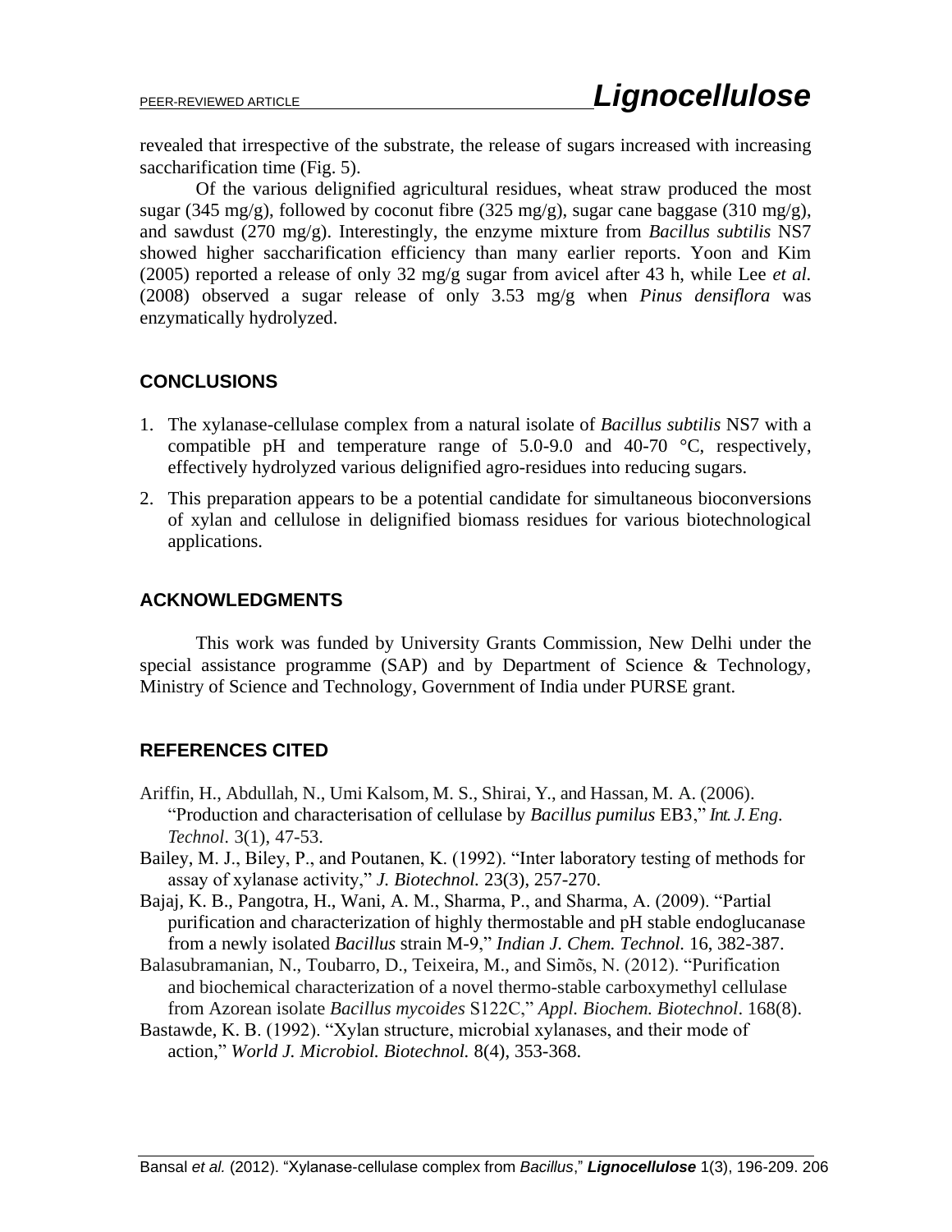revealed that irrespective of the substrate, the release of sugars increased with increasing saccharification time (Fig. 5).

Of the various delignified agricultural residues, wheat straw produced the most sugar (345 mg/g), followed by coconut fibre (325 mg/g), sugar cane baggase (310 mg/g), and sawdust (270 mg/g). Interestingly, the enzyme mixture from *Bacillus subtilis* NS7 showed higher saccharification efficiency than many earlier reports. Yoon and Kim (2005) reported a release of only 32 mg/g sugar from avicel after 43 h, while Lee *et al.* (2008) observed a sugar release of only 3.53 mg/g when *Pinus densiflora* was enzymatically hydrolyzed.

## CONCLUSIONS

1. The xylanase-cellulase complex from a natural isolate of *Bacillus subtilis* NS7 with a compatible pH and temperature range of 5.0-9.0 and 40-70 °C, respectively, effectively hydrolyzed various delignified agro-residues into reducing sugars.
2. This preparation appears to be a potential candidate for simultaneous bioconversions of xylan and cellulose in delignified biomass residues for various biotechnological applications.

## ACKNOWLEDGMENTS

This work was funded by University Grants Commission, New Delhi under the special assistance programme (SAP) and by Department of Science & Technology, Ministry of Science and Technology, Government of India under PURSE grant.

## REFERENCES CITED

Ariffin, H., Abdullah, N., Umi Kalsom, M. S., Shirai, Y., and Hassan, M. A. (2006). "Production and characterisation of cellulase by *Bacillus pumilus* EB3," *Int. J. Eng. Technol*. 3(1), 47-53.

Bailey, M. J., Biley, P., and Poutanen, K. (1992). "Inter laboratory testing of methods for assay of xylanase activity," *J. Biotechnol.* 23(3), 257-270.

Bajaj, K. B., Pangotra, H., Wani, A. M., Sharma, P., and Sharma, A. (2009). "Partial purification and characterization of highly thermostable and pH stable endoglucanase from a newly isolated *Bacillus* strain M-9," *Indian J. Chem. Technol.* 16, 382-387.

Balasubramanian, N., Toubarro, D., Teixeira, M., and Simõs, N. (2012). "Purification and biochemical characterization of a novel thermo-stable carboxymethyl cellulase from Azorean isolate *Bacillus mycoides* S122C," *Appl. Biochem. Biotechnol*. 168(8).

Bastawde, K. B. (1992). "Xylan structure, microbial xylanases, and their mode of action," *World J. Microbiol. Biotechnol.* 8(4), 353-368.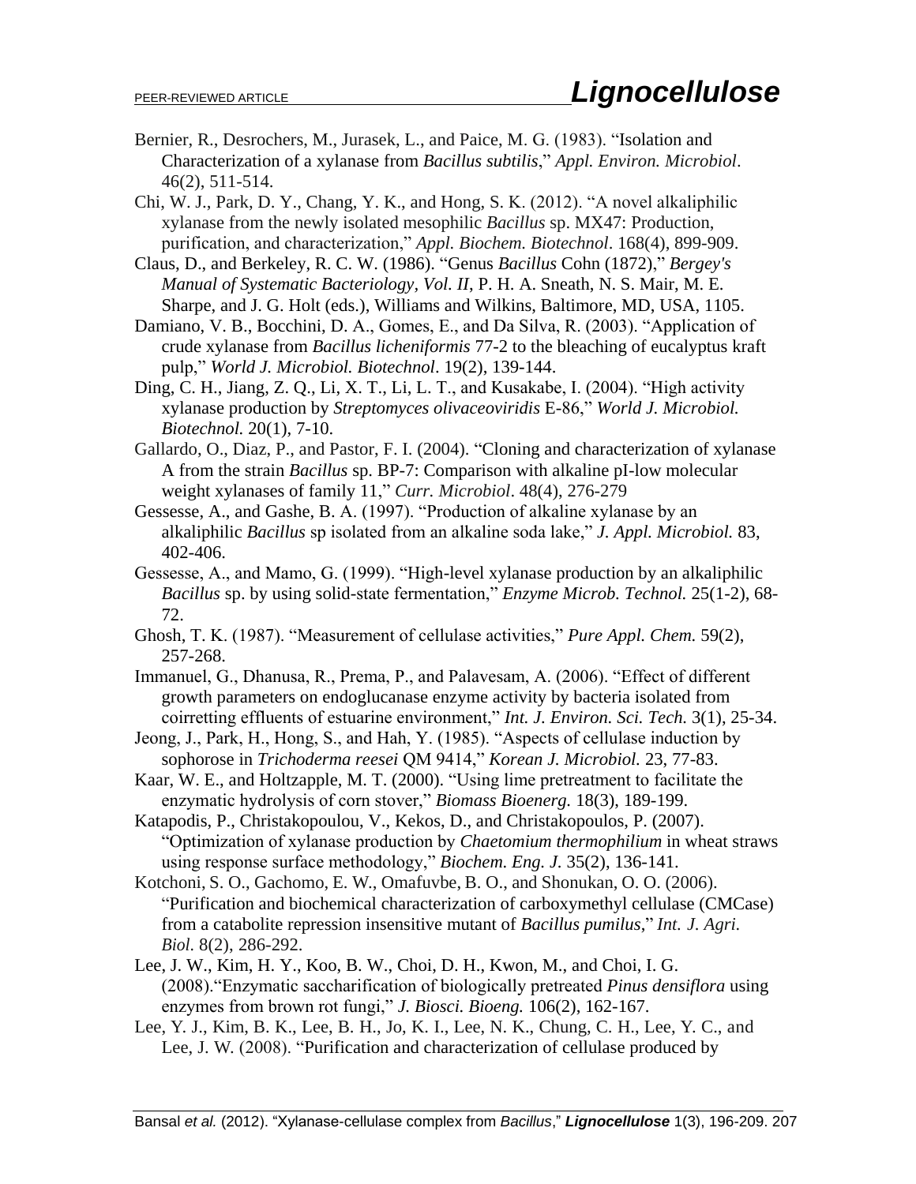Bernier, R., Desrochers, M., Jurasek, L., and Paice, M. G. (1983). "Isolation and Characterization of a xylanase from *Bacillus subtilis*," *Appl. Environ. Microbiol*. 46(2), 511-514.

Chi, W. J., Park, D. Y., Chang, Y. K., and Hong, S. K. (2012). "A novel alkaliphilic xylanase from the newly isolated mesophilic *Bacillus* sp. MX47: Production, purification, and characterization," *Appl. Biochem. Biotechnol*. 168(4), 899-909.

Claus, D., and Berkeley, R. C. W. (1986). "Genus *Bacillus* Cohn (1872)," *Bergey's Manual of Systematic Bacteriology, Vol. II*, P. H. A. Sneath, N. S. Mair, M. E. Sharpe, and J. G. Holt (eds.), Williams and Wilkins, Baltimore, MD, USA, 1105.

Damiano, V. B., Bocchini, D. A., Gomes, E., and Da Silva, R. (2003). "Application of crude xylanase from *Bacillus licheniformis* 77-2 to the bleaching of eucalyptus kraft pulp," *World J. Microbiol. Biotechnol*. 19(2), 139-144.

Ding, C. H., Jiang, Z. Q., Li, X. T., Li, L. T., and Kusakabe, I. (2004). "High activity xylanase production by *Streptomyces olivaceoviridis* E-86," *World J. Microbiol. Biotechnol.* 20(1), 7-10.

Gallardo, O., Diaz, P., and Pastor, F. I. (2004). "Cloning and characterization of xylanase A from the strain *Bacillus* sp. BP-7: Comparison with alkaline pI-low molecular weight xylanases of family 11," *Curr. Microbiol*. 48(4), 276-279

Gessesse, A., and Gashe, B. A. (1997). "Production of alkaline xylanase by an alkaliphilic *Bacillus* sp isolated from an alkaline soda lake," *J. Appl. Microbiol.* 83, 402-406.

Gessesse, A., and Mamo, G. (1999). "High-level xylanase production by an alkaliphilic *Bacillus* sp. by using solid-state fermentation," *Enzyme Microb. Technol.* 25(1-2), 68-72.

Ghosh, T. K. (1987). "Measurement of cellulase activities," *Pure Appl. Chem.* 59(2), 257-268.

Immanuel, G., Dhanusa, R., Prema, P., and Palavesam, A. (2006). "Effect of different growth parameters on endoglucanase enzyme activity by bacteria isolated from coirretting effluents of estuarine environment," *Int. J. Environ. Sci. Tech.* 3(1), 25-34.

Jeong, J., Park, H., Hong, S., and Hah, Y. (1985). "Aspects of cellulase induction by sophorose in *Trichoderma reesei* QM 9414," *Korean J. Microbiol.* 23, 77-83.

Kaar, W. E., and Holtzapple, M. T. (2000). "Using lime pretreatment to facilitate the enzymatic hydrolysis of corn stover," *Biomass Bioenerg.* 18(3), 189-199.

Katapodis, P., Christakopoulou, V., Kekos, D., and Christakopoulos, P. (2007). "Optimization of xylanase production by *Chaetomium thermophilium* in wheat straws using response surface methodology," *Biochem. Eng. J.* 35(2), 136-141.

Kotchoni, S. O., Gachomo, E. W., Omafuvbe, B. O., and Shonukan, O. O. (2006). "Purification and biochemical characterization of carboxymethyl cellulase (CMCase) from a catabolite repression insensitive mutant of *Bacillus pumilus*," *Int. J. Agri. Biol.* 8(2), 286-292.

Lee, J. W., Kim, H. Y., Koo, B. W., Choi, D. H., Kwon, M., and Choi, I. G. (2008)."Enzymatic saccharification of biologically pretreated *Pinus densiflora* using enzymes from brown rot fungi," *J. Biosci. Bioeng.* 106(2), 162-167.

Lee, Y. J., Kim, B. K., Lee, B. H., Jo, K. I., Lee, N. K., Chung, C. H., Lee, Y. C., and Lee, J. W. (2008). "Purification and characterization of cellulase produced by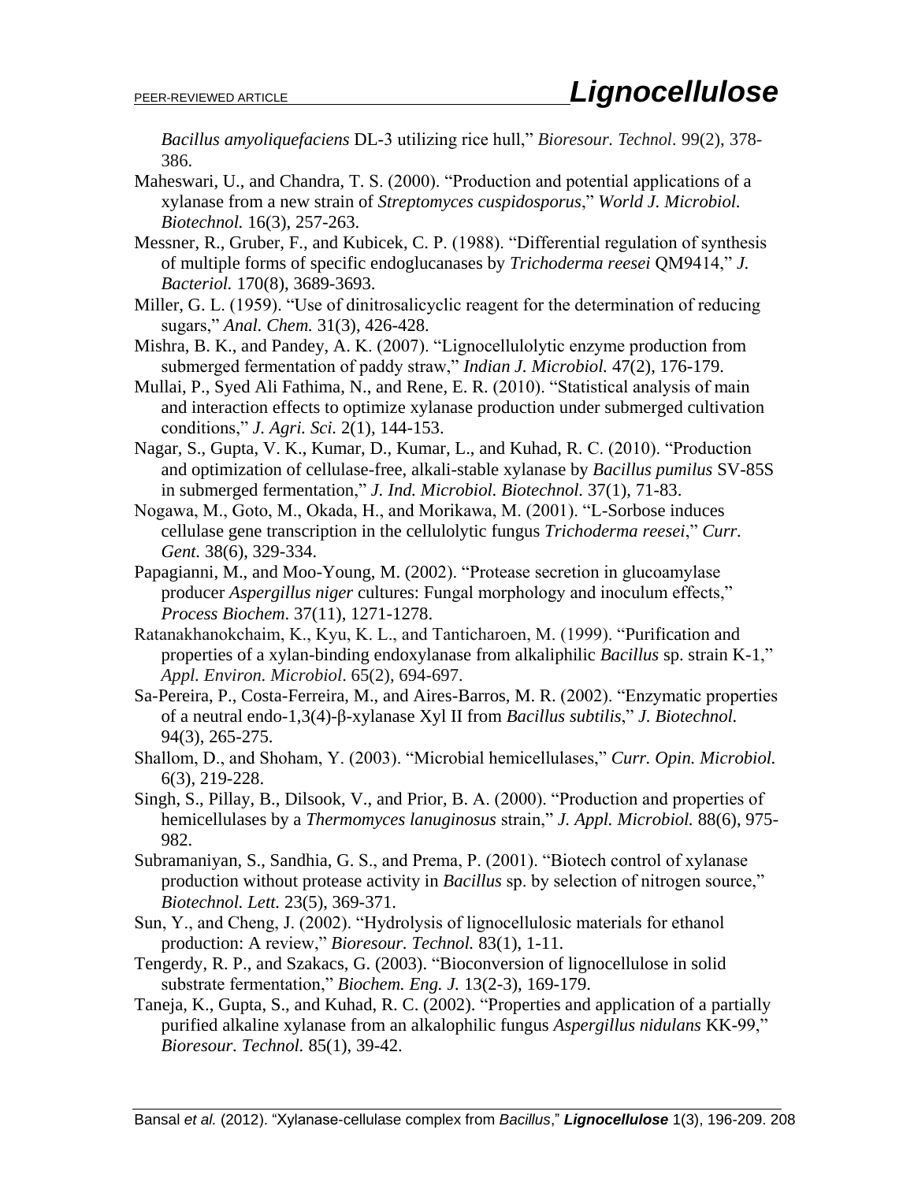*Bacillus amyoliquefaciens* DL-3 utilizing rice hull," *Bioresour. Technol.* 99(2), 378-386.

Maheswari, U., and Chandra, T. S. (2000). "Production and potential applications of a xylanase from a new strain of *Streptomyces cuspidosporus*," *World J. Microbiol. Biotechnol.* 16(3), 257-263.

Messner, R., Gruber, F., and Kubicek, C. P. (1988). "Differential regulation of synthesis of multiple forms of specific endoglucanases by *Trichoderma reesei* QM9414," *J. Bacteriol.* 170(8), 3689-3693.

Miller, G. L. (1959). "Use of dinitrosalicyclic reagent for the determination of reducing sugars," *Anal. Chem.* 31(3), 426-428.

Mishra, B. K., and Pandey, A. K. (2007). "Lignocellulolytic enzyme production from submerged fermentation of paddy straw," *Indian J. Microbiol.* 47(2), 176-179.

Mullai, P., Syed Ali Fathima, N., and Rene, E. R. (2010). "Statistical analysis of main and interaction effects to optimize xylanase production under submerged cultivation conditions," *J. Agri. Sci.* 2(1), 144-153.

Nagar, S., Gupta, V. K., Kumar, D., Kumar, L., and Kuhad, R. C. (2010). "Production and optimization of cellulase-free, alkali-stable xylanase by *Bacillus pumilus* SV-85S in submerged fermentation," *J. Ind. Microbiol. Biotechnol.* 37(1), 71-83.

Nogawa, M., Goto, M., Okada, H., and Morikawa, M. (2001). "L-Sorbose induces cellulase gene transcription in the cellulolytic fungus *Trichoderma reesei*," *Curr. Gent.* 38(6), 329-334.

Papagianni, M., and Moo-Young, M. (2002). "Protease secretion in glucoamylase producer *Aspergillus niger* cultures: Fungal morphology and inoculum effects," *Process Biochem.* 37(11), 1271-1278.

Ratanakhanokchaim, K., Kyu, K. L., and Tanticharoen, M. (1999). "Purification and properties of a xylan-binding endoxylanase from alkaliphilic *Bacillus* sp. strain K-1," *Appl. Environ. Microbiol.* 65(2), 694-697.

Sa-Pereira, P., Costa-Ferreira, M., and Aires-Barros, M. R. (2002). "Enzymatic properties of a neutral endo-1,3(4)-β-xylanase Xyl II from *Bacillus subtilis*," *J. Biotechnol.* 94(3), 265-275.

Shallom, D., and Shoham, Y. (2003). "Microbial hemicellulases," *Curr. Opin. Microbiol.* 6(3), 219-228.

Singh, S., Pillay, B., Dilsook, V., and Prior, B. A. (2000). "Production and properties of hemicellulases by a *Thermomyces lanuginosus* strain," *J. Appl. Microbiol.* 88(6), 975-982.

Subramaniyan, S., Sandhia, G. S., and Prema, P. (2001). "Biotech control of xylanase production without protease activity in *Bacillus* sp. by selection of nitrogen source," *Biotechnol. Lett.* 23(5), 369-371.

Sun, Y., and Cheng, J. (2002). "Hydrolysis of lignocellulosic materials for ethanol production: A review," *Bioresour. Technol.* 83(1), 1-11.

Tengerdy, R. P., and Szakacs, G. (2003). "Bioconversion of lignocellulose in solid substrate fermentation," *Biochem. Eng. J.* 13(2-3), 169-179.

Taneja, K., Gupta, S., and Kuhad, R. C. (2002). "Properties and application of a partially purified alkaline xylanase from an alkalophilic fungus *Aspergillus nidulans* KK-99," *Bioresour. Technol.* 85(1), 39-42.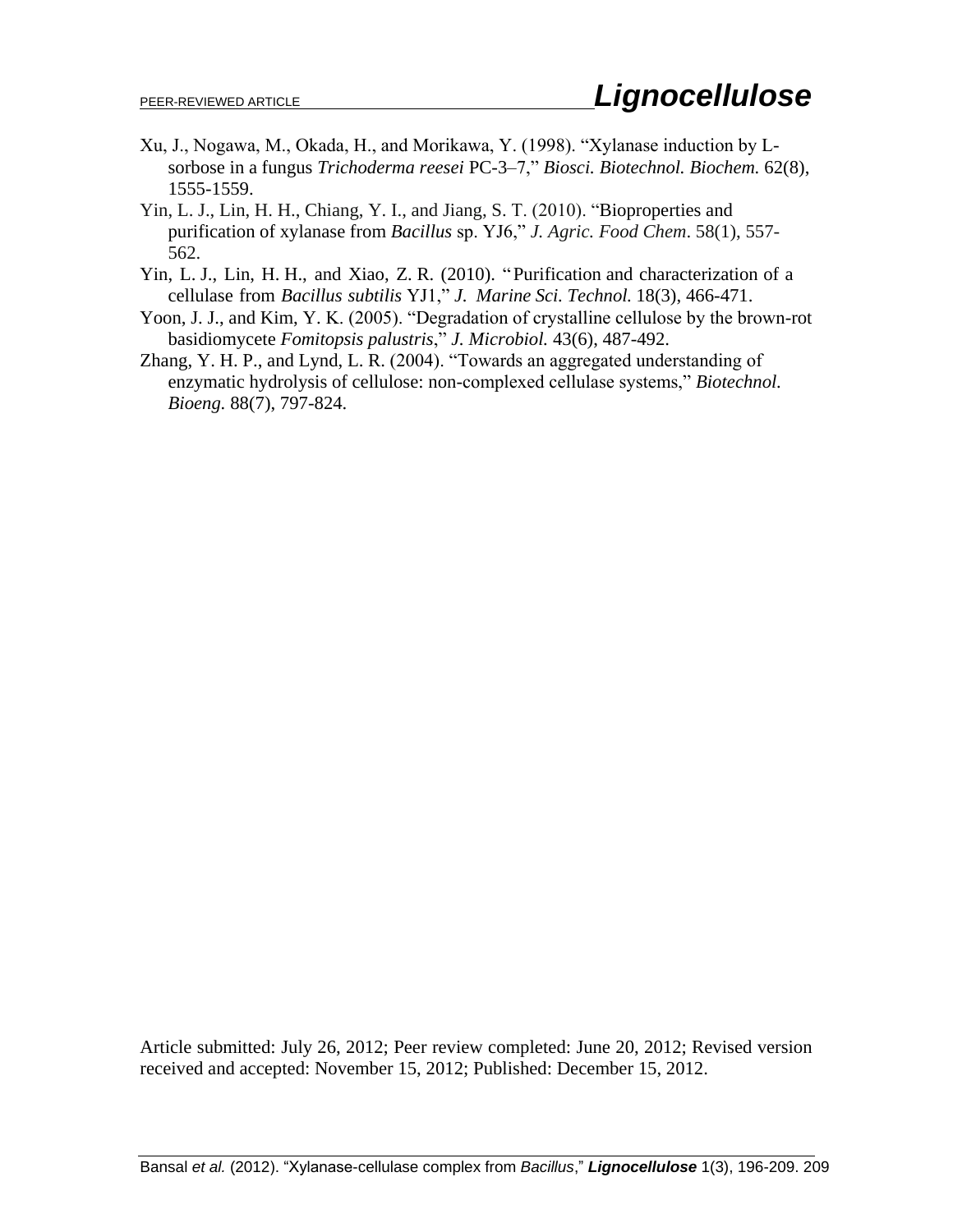Xu, J., Nogawa, M., Okada, H., and Morikawa, Y. (1998). "Xylanase induction by L-sorbose in a fungus *Trichoderma reesei* PC-3–7," *Biosci. Biotechnol. Biochem.* 62(8), 1555-1559.

Yin, L. J., Lin, H. H., Chiang, Y. I., and Jiang, S. T. (2010). "Bioproperties and purification of xylanase from *Bacillus* sp. YJ6," *J. Agric. Food Chem*. 58(1), 557-562.

Yin, L. J., Lin, H. H., and Xiao, Z. R. (2010). "Purification and characterization of a cellulase from *Bacillus subtilis* YJ1," *J. Marine Sci. Technol.* 18(3), 466-471.

Yoon, J. J., and Kim, Y. K. (2005). "Degradation of crystalline cellulose by the brown-rot basidiomycete *Fomitopsis palustris*," *J. Microbiol.* 43(6), 487-492.

Zhang, Y. H. P., and Lynd, L. R. (2004). "Towards an aggregated understanding of enzymatic hydrolysis of cellulose: non-complexed cellulase systems," *Biotechnol. Bioeng.* 88(7), 797-824.

Article submitted: July 26, 2012; Peer review completed: June 20, 2012; Revised version received and accepted: November 15, 2012; Published: December 15, 2012.